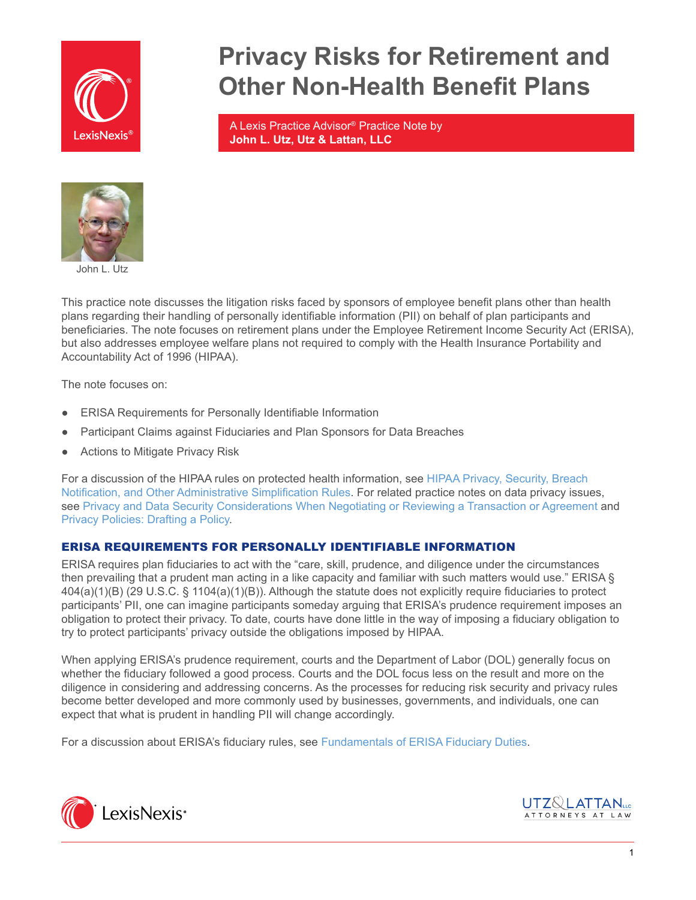# Privacy Risks for Retirement and Other Non-Health Benefit Plans

A Lexis Practice Advisor® Practice Note by
**John L. Utz, Utz & Lattan, LLC**

John L. Utz

This practice note discusses the litigation risks faced by sponsors of employee benefit plans other than health plans regarding their handling of personally identifiable information (PII) on behalf of plan participants and beneficiaries. The note focuses on retirement plans under the Employee Retirement Income Security Act (ERISA), but also addresses employee welfare plans not required to comply with the Health Insurance Portability and Accountability Act of 1996 (HIPAA).

The note focuses on:

- ERISA Requirements for Personally Identifiable Information
- Participant Claims against Fiduciaries and Plan Sponsors for Data Breaches
- Actions to Mitigate Privacy Risk

For a discussion of the HIPAA rules on protected health information, see HIPAA Privacy, Security, Breach Notification, and Other Administrative Simplification Rules. For related practice notes on data privacy issues, see Privacy and Data Security Considerations When Negotiating or Reviewing a Transaction or Agreement and Privacy Policies: Drafting a Policy.

## ERISA REQUIREMENTS FOR PERSONALLY IDENTIFIABLE INFORMATION

ERISA requires plan fiduciaries to act with the "care, skill, prudence, and diligence under the circumstances then prevailing that a prudent man acting in a like capacity and familiar with such matters would use." ERISA § 404(a)(1)(B) (29 U.S.C. § 1104(a)(1)(B)). Although the statute does not explicitly require fiduciaries to protect participants' PII, one can imagine participants someday arguing that ERISA's prudence requirement imposes an obligation to protect their privacy. To date, courts have done little in the way of imposing a fiduciary obligation to try to protect participants' privacy outside the obligations imposed by HIPAA.

When applying ERISA's prudence requirement, courts and the Department of Labor (DOL) generally focus on whether the fiduciary followed a good process. Courts and the DOL focus less on the result and more on the diligence in considering and addressing concerns. As the processes for reducing risk security and privacy rules become better developed and more commonly used by businesses, governments, and individuals, one can expect that what is prudent in handling PII will change accordingly.

For a discussion about ERISA's fiduciary rules, see Fundamentals of ERISA Fiduciary Duties.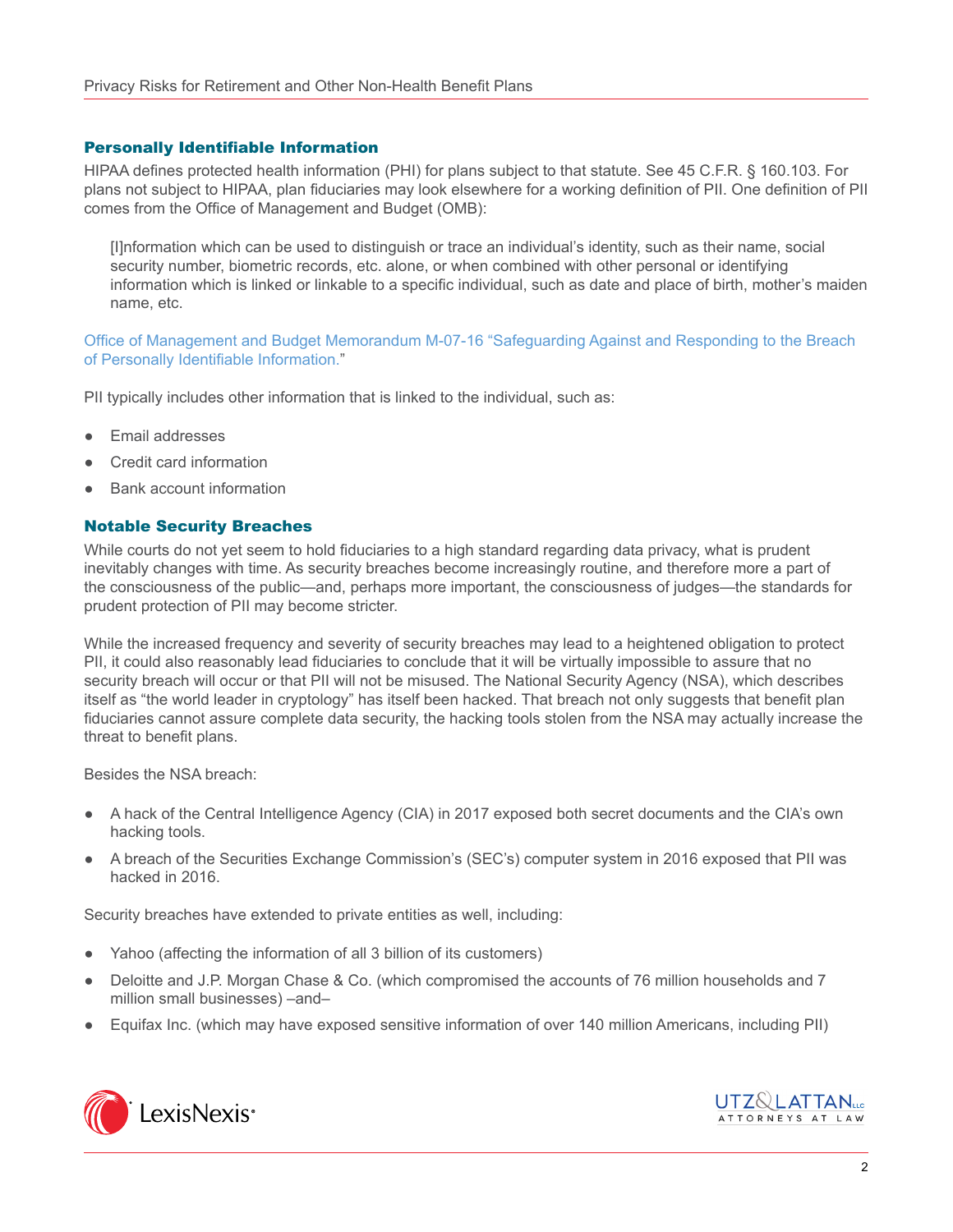## Personally Identifiable Information

HIPAA defines protected health information (PHI) for plans subject to that statute. See 45 C.F.R. § 160.103. For plans not subject to HIPAA, plan fiduciaries may look elsewhere for a working definition of PII. One definition of PII comes from the Office of Management and Budget (OMB):

> [I]nformation which can be used to distinguish or trace an individual's identity, such as their name, social security number, biometric records, etc. alone, or when combined with other personal or identifying information which is linked or linkable to a specific individual, such as date and place of birth, mother's maiden name, etc.

Office of Management and Budget Memorandum M-07-16 "Safeguarding Against and Responding to the Breach of Personally Identifiable Information."

PII typically includes other information that is linked to the individual, such as:

- Email addresses
- Credit card information
- Bank account information

## Notable Security Breaches

While courts do not yet seem to hold fiduciaries to a high standard regarding data privacy, what is prudent inevitably changes with time. As security breaches become increasingly routine, and therefore more a part of the consciousness of the public—and, perhaps more important, the consciousness of judges—the standards for prudent protection of PII may become stricter.

While the increased frequency and severity of security breaches may lead to a heightened obligation to protect PII, it could also reasonably lead fiduciaries to conclude that it will be virtually impossible to assure that no security breach will occur or that PII will not be misused. The National Security Agency (NSA), which describes itself as "the world leader in cryptology" has itself been hacked. That breach not only suggests that benefit plan fiduciaries cannot assure complete data security, the hacking tools stolen from the NSA may actually increase the threat to benefit plans.

Besides the NSA breach:

- A hack of the Central Intelligence Agency (CIA) in 2017 exposed both secret documents and the CIA's own hacking tools.
- A breach of the Securities Exchange Commission's (SEC's) computer system in 2016 exposed that PII was hacked in 2016.

Security breaches have extended to private entities as well, including:

- Yahoo (affecting the information of all 3 billion of its customers)
- Deloitte and J.P. Morgan Chase & Co. (which compromised the accounts of 76 million households and 7 million small businesses) –and–
- Equifax Inc. (which may have exposed sensitive information of over 140 million Americans, including PII)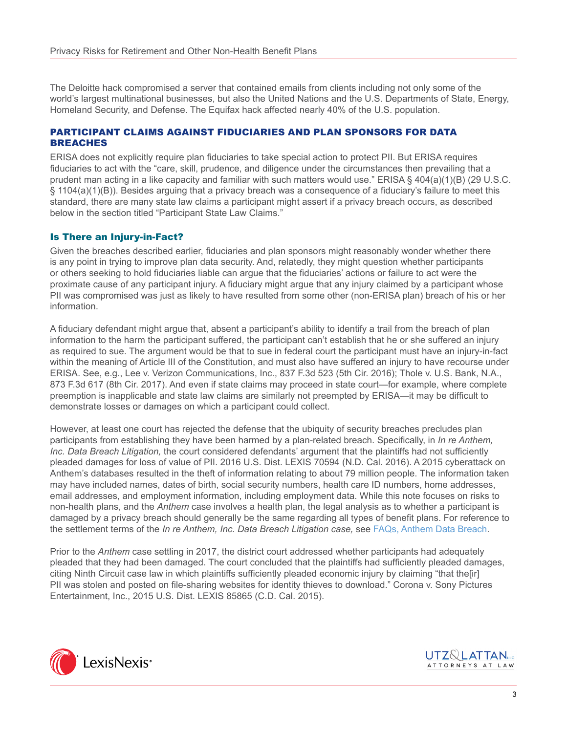The Deloitte hack compromised a server that contained emails from clients including not only some of the world's largest multinational businesses, but also the United Nations and the U.S. Departments of State, Energy, Homeland Security, and Defense. The Equifax hack affected nearly 40% of the U.S. population.

## PARTICIPANT CLAIMS AGAINST FIDUCIARIES AND PLAN SPONSORS FOR DATA BREACHES

ERISA does not explicitly require plan fiduciaries to take special action to protect PII. But ERISA requires fiduciaries to act with the "care, skill, prudence, and diligence under the circumstances then prevailing that a prudent man acting in a like capacity and familiar with such matters would use." ERISA § 404(a)(1)(B) (29 U.S.C. § 1104(a)(1)(B)). Besides arguing that a privacy breach was a consequence of a fiduciary's failure to meet this standard, there are many state law claims a participant might assert if a privacy breach occurs, as described below in the section titled "Participant State Law Claims."

### Is There an Injury-in-Fact?

Given the breaches described earlier, fiduciaries and plan sponsors might reasonably wonder whether there is any point in trying to improve plan data security. And, relatedly, they might question whether participants or others seeking to hold fiduciaries liable can argue that the fiduciaries' actions or failure to act were the proximate cause of any participant injury. A fiduciary might argue that any injury claimed by a participant whose PII was compromised was just as likely to have resulted from some other (non-ERISA plan) breach of his or her information.

A fiduciary defendant might argue that, absent a participant's ability to identify a trail from the breach of plan information to the harm the participant suffered, the participant can't establish that he or she suffered an injury as required to sue. The argument would be that to sue in federal court the participant must have an injury-in-fact within the meaning of Article III of the Constitution, and must also have suffered an injury to have recourse under ERISA. See, e.g., Lee v. Verizon Communications, Inc., 837 F.3d 523 (5th Cir. 2016); Thole v. U.S. Bank, N.A., 873 F.3d 617 (8th Cir. 2017). And even if state claims may proceed in state court—for example, where complete preemption is inapplicable and state law claims are similarly not preempted by ERISA—it may be difficult to demonstrate losses or damages on which a participant could collect.

However, at least one court has rejected the defense that the ubiquity of security breaches precludes plan participants from establishing they have been harmed by a plan-related breach. Specifically, in *In re Anthem, Inc. Data Breach Litigation,* the court considered defendants' argument that the plaintiffs had not sufficiently pleaded damages for loss of value of PII. 2016 U.S. Dist. LEXIS 70594 (N.D. Cal. 2016). A 2015 cyberattack on Anthem's databases resulted in the theft of information relating to about 79 million people. The information taken may have included names, dates of birth, social security numbers, health care ID numbers, home addresses, email addresses, and employment information, including employment data. While this note focuses on risks to non-health plans, and the *Anthem* case involves a health plan, the legal analysis as to whether a participant is damaged by a privacy breach should generally be the same regarding all types of benefit plans. For reference to the settlement terms of the *In re Anthem, Inc. Data Breach Litigation case,* see FAQs, Anthem Data Breach.

Prior to the *Anthem* case settling in 2017, the district court addressed whether participants had adequately pleaded that they had been damaged. The court concluded that the plaintiffs had sufficiently pleaded damages, citing Ninth Circuit case law in which plaintiffs sufficiently pleaded economic injury by claiming "that the[ir] PII was stolen and posted on file-sharing websites for identity thieves to download." Corona v. Sony Pictures Entertainment, Inc., 2015 U.S. Dist. LEXIS 85865 (C.D. Cal. 2015).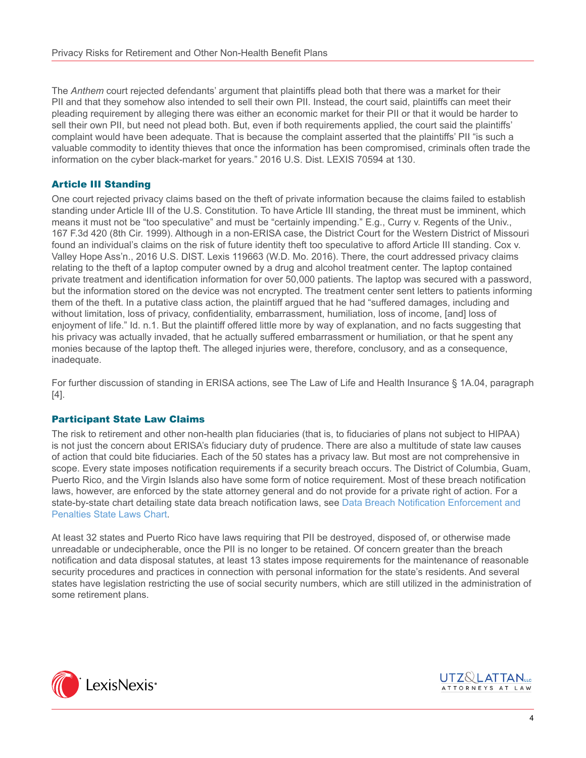The *Anthem* court rejected defendants' argument that plaintiffs plead both that there was a market for their PII and that they somehow also intended to sell their own PII. Instead, the court said, plaintiffs can meet their pleading requirement by alleging there was either an economic market for their PII or that it would be harder to sell their own PII, but need not plead both. But, even if both requirements applied, the court said the plaintiffs' complaint would have been adequate. That is because the complaint asserted that the plaintiffs' PII "is such a valuable commodity to identity thieves that once the information has been compromised, criminals often trade the information on the cyber black-market for years." 2016 U.S. Dist. LEXIS 70594 at 130.

## Article III Standing

One court rejected privacy claims based on the theft of private information because the claims failed to establish standing under Article III of the U.S. Constitution. To have Article III standing, the threat must be imminent, which means it must not be "too speculative" and must be "certainly impending." E.g., Curry v. Regents of the Univ., 167 F.3d 420 (8th Cir. 1999). Although in a non-ERISA case, the District Court for the Western District of Missouri found an individual's claims on the risk of future identity theft too speculative to afford Article III standing. Cox v. Valley Hope Ass'n., 2016 U.S. DIST. Lexis 119663 (W.D. Mo. 2016). There, the court addressed privacy claims relating to the theft of a laptop computer owned by a drug and alcohol treatment center. The laptop contained private treatment and identification information for over 50,000 patients. The laptop was secured with a password, but the information stored on the device was not encrypted. The treatment center sent letters to patients informing them of the theft. In a putative class action, the plaintiff argued that he had "suffered damages, including and without limitation, loss of privacy, confidentiality, embarrassment, humiliation, loss of income, [and] loss of enjoyment of life." Id. n.1. But the plaintiff offered little more by way of explanation, and no facts suggesting that his privacy was actually invaded, that he actually suffered embarrassment or humiliation, or that he spent any monies because of the laptop theft. The alleged injuries were, therefore, conclusory, and as a consequence, inadequate.

For further discussion of standing in ERISA actions, see The Law of Life and Health Insurance § 1A.04, paragraph [4].

## Participant State Law Claims

The risk to retirement and other non-health plan fiduciaries (that is, to fiduciaries of plans not subject to HIPAA) is not just the concern about ERISA's fiduciary duty of prudence. There are also a multitude of state law causes of action that could bite fiduciaries. Each of the 50 states has a privacy law. But most are not comprehensive in scope. Every state imposes notification requirements if a security breach occurs. The District of Columbia, Guam, Puerto Rico, and the Virgin Islands also have some form of notice requirement. Most of these breach notification laws, however, are enforced by the state attorney general and do not provide for a private right of action. For a state-by-state chart detailing state data breach notification laws, see Data Breach Notification Enforcement and Penalties State Laws Chart.

At least 32 states and Puerto Rico have laws requiring that PII be destroyed, disposed of, or otherwise made unreadable or undecipherable, once the PII is no longer to be retained. Of concern greater than the breach notification and data disposal statutes, at least 13 states impose requirements for the maintenance of reasonable security procedures and practices in connection with personal information for the state's residents. And several states have legislation restricting the use of social security numbers, which are still utilized in the administration of some retirement plans.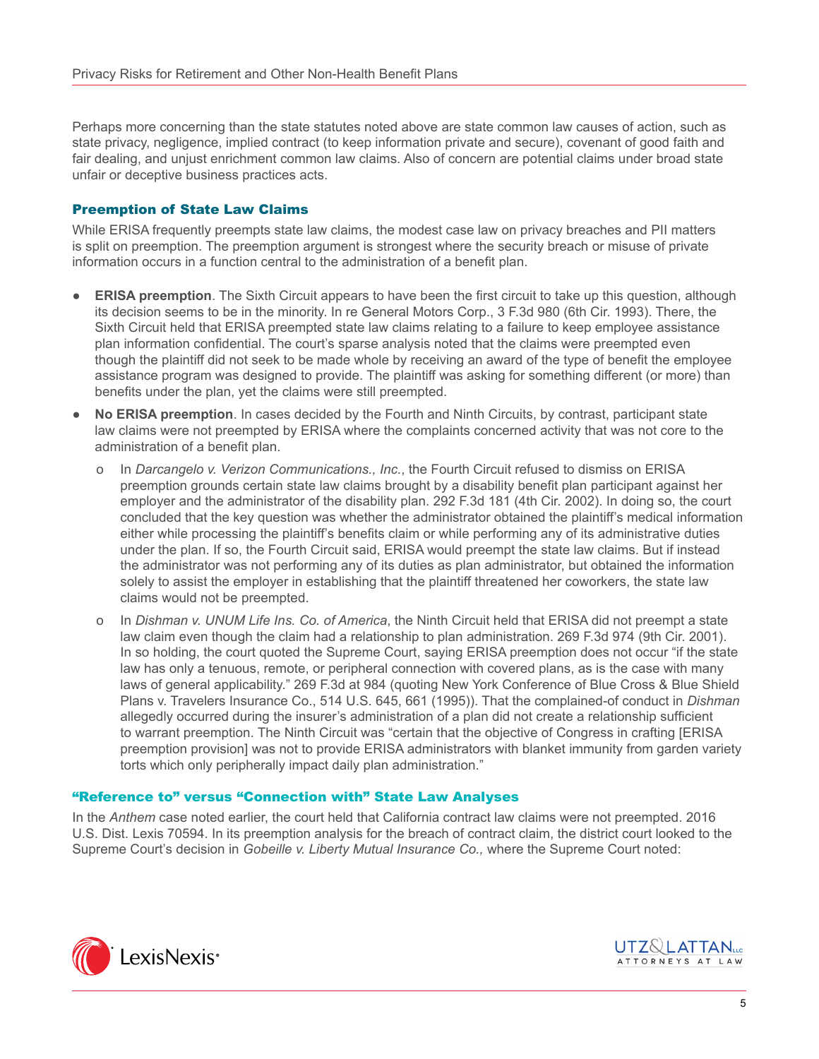Perhaps more concerning than the state statutes noted above are state common law causes of action, such as state privacy, negligence, implied contract (to keep information private and secure), covenant of good faith and fair dealing, and unjust enrichment common law claims. Also of concern are potential claims under broad state unfair or deceptive business practices acts.

### Preemption of State Law Claims

While ERISA frequently preempts state law claims, the modest case law on privacy breaches and PII matters is split on preemption. The preemption argument is strongest where the security breach or misuse of private information occurs in a function central to the administration of a benefit plan.

- **ERISA preemption**. The Sixth Circuit appears to have been the first circuit to take up this question, although its decision seems to be in the minority. In re General Motors Corp., 3 F.3d 980 (6th Cir. 1993). There, the Sixth Circuit held that ERISA preempted state law claims relating to a failure to keep employee assistance plan information confidential. The court's sparse analysis noted that the claims were preempted even though the plaintiff did not seek to be made whole by receiving an award of the type of benefit the employee assistance program was designed to provide. The plaintiff was asking for something different (or more) than benefits under the plan, yet the claims were still preempted.
- **No ERISA preemption**. In cases decided by the Fourth and Ninth Circuits, by contrast, participant state law claims were not preempted by ERISA where the complaints concerned activity that was not core to the administration of a benefit plan.
  - In *Darcangelo v. Verizon Communications., Inc.*, the Fourth Circuit refused to dismiss on ERISA preemption grounds certain state law claims brought by a disability benefit plan participant against her employer and the administrator of the disability plan. 292 F.3d 181 (4th Cir. 2002). In doing so, the court concluded that the key question was whether the administrator obtained the plaintiff's medical information either while processing the plaintiff's benefits claim or while performing any of its administrative duties under the plan. If so, the Fourth Circuit said, ERISA would preempt the state law claims. But if instead the administrator was not performing any of its duties as plan administrator, but obtained the information solely to assist the employer in establishing that the plaintiff threatened her coworkers, the state law claims would not be preempted.
  - In *Dishman v. UNUM Life Ins. Co. of America*, the Ninth Circuit held that ERISA did not preempt a state law claim even though the claim had a relationship to plan administration. 269 F.3d 974 (9th Cir. 2001). In so holding, the court quoted the Supreme Court, saying ERISA preemption does not occur "if the state law has only a tenuous, remote, or peripheral connection with covered plans, as is the case with many laws of general applicability." 269 F.3d at 984 (quoting New York Conference of Blue Cross & Blue Shield Plans v. Travelers Insurance Co., 514 U.S. 645, 661 (1995)). That the complained-of conduct in *Dishman* allegedly occurred during the insurer's administration of a plan did not create a relationship sufficient to warrant preemption. The Ninth Circuit was "certain that the objective of Congress in crafting [ERISA preemption provision] was not to provide ERISA administrators with blanket immunity from garden variety torts which only peripherally impact daily plan administration."

### "Reference to" versus "Connection with" State Law Analyses

In the *Anthem* case noted earlier, the court held that California contract law claims were not preempted. 2016 U.S. Dist. Lexis 70594. In its preemption analysis for the breach of contract claim, the district court looked to the Supreme Court's decision in *Gobeille v. Liberty Mutual Insurance Co.,* where the Supreme Court noted: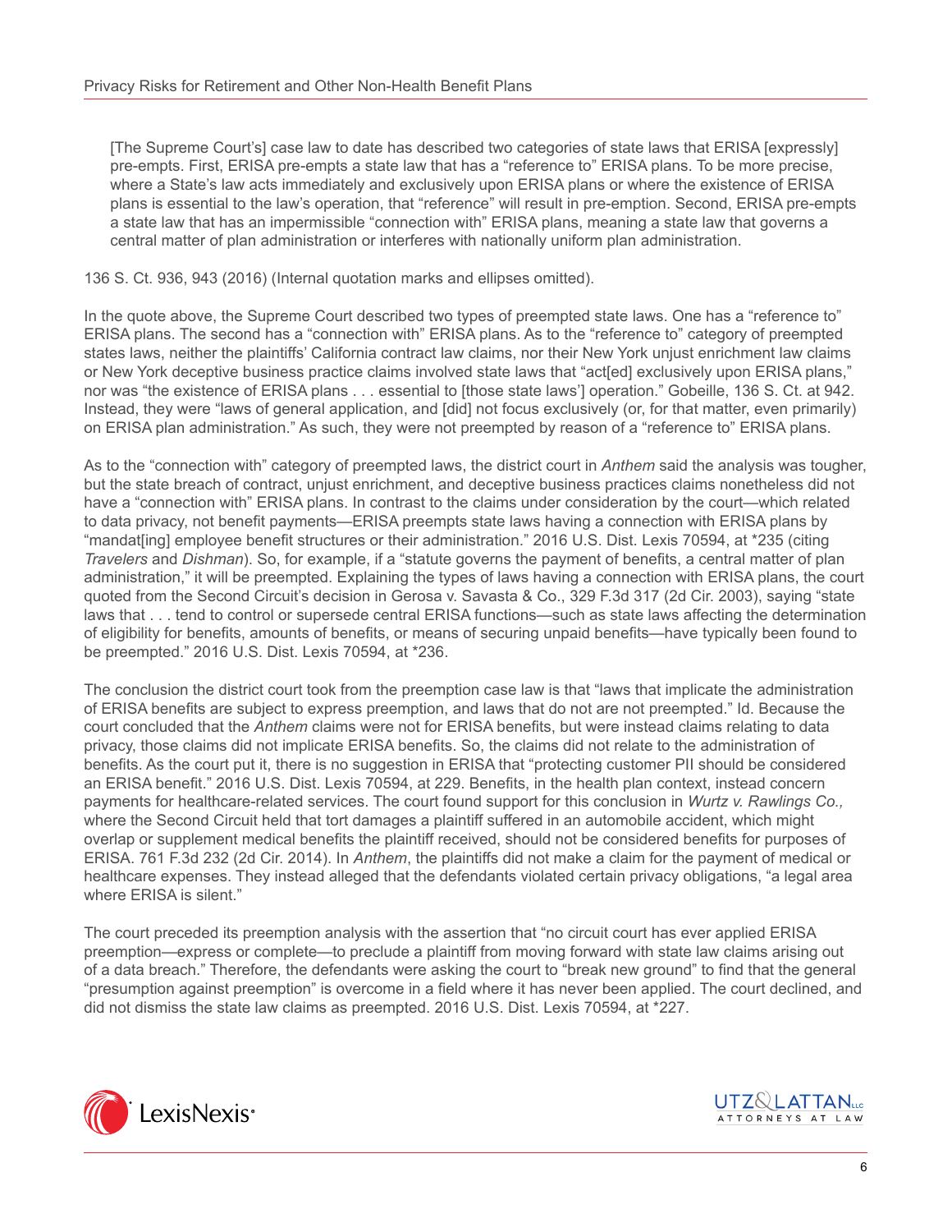> [The Supreme Court's] case law to date has described two categories of state laws that ERISA [expressly] pre-empts. First, ERISA pre-empts a state law that has a "reference to" ERISA plans. To be more precise, where a State's law acts immediately and exclusively upon ERISA plans or where the existence of ERISA plans is essential to the law's operation, that "reference" will result in pre-emption. Second, ERISA pre-empts a state law that has an impermissible "connection with" ERISA plans, meaning a state law that governs a central matter of plan administration or interferes with nationally uniform plan administration.

136 S. Ct. 936, 943 (2016) (Internal quotation marks and ellipses omitted).

In the quote above, the Supreme Court described two types of preempted state laws. One has a "reference to" ERISA plans. The second has a "connection with" ERISA plans. As to the "reference to" category of preempted states laws, neither the plaintiffs' California contract law claims, nor their New York unjust enrichment law claims or New York deceptive business practice claims involved state laws that "act[ed] exclusively upon ERISA plans," nor was "the existence of ERISA plans . . . essential to [those state laws'] operation." Gobeille, 136 S. Ct. at 942. Instead, they were "laws of general application, and [did] not focus exclusively (or, for that matter, even primarily) on ERISA plan administration." As such, they were not preempted by reason of a "reference to" ERISA plans.

As to the "connection with" category of preempted laws, the district court in *Anthem* said the analysis was tougher, but the state breach of contract, unjust enrichment, and deceptive business practices claims nonetheless did not have a "connection with" ERISA plans. In contrast to the claims under consideration by the court—which related to data privacy, not benefit payments—ERISA preempts state laws having a connection with ERISA plans by "mandat[ing] employee benefit structures or their administration." 2016 U.S. Dist. Lexis 70594, at *235 (citing *Travelers* and *Dishman*). So, for example, if a "statute governs the payment of benefits, a central matter of plan administration," it will be preempted. Explaining the types of laws having a connection with ERISA plans, the court quoted from the Second Circuit's decision in Gerosa v. Savasta & Co., 329 F.3d 317 (2d Cir. 2003), saying "state laws that . . . tend to control or supersede central ERISA functions—such as state laws affecting the determination of eligibility for benefits, amounts of benefits, or means of securing unpaid benefits—have typically been found to be preempted." 2016 U.S. Dist. Lexis 70594, at *236.

The conclusion the district court took from the preemption case law is that "laws that implicate the administration of ERISA benefits are subject to express preemption, and laws that do not are not preempted." Id. Because the court concluded that the *Anthem* claims were not for ERISA benefits, but were instead claims relating to data privacy, those claims did not implicate ERISA benefits. So, the claims did not relate to the administration of benefits. As the court put it, there is no suggestion in ERISA that "protecting customer PII should be considered an ERISA benefit." 2016 U.S. Dist. Lexis 70594, at 229. Benefits, in the health plan context, instead concern payments for healthcare-related services. The court found support for this conclusion in *Wurtz v. Rawlings Co.,* where the Second Circuit held that tort damages a plaintiff suffered in an automobile accident, which might overlap or supplement medical benefits the plaintiff received, should not be considered benefits for purposes of ERISA. 761 F.3d 232 (2d Cir. 2014). In *Anthem*, the plaintiffs did not make a claim for the payment of medical or healthcare expenses. They instead alleged that the defendants violated certain privacy obligations, "a legal area where ERISA is silent."

The court preceded its preemption analysis with the assertion that "no circuit court has ever applied ERISA preemption—express or complete—to preclude a plaintiff from moving forward with state law claims arising out of a data breach." Therefore, the defendants were asking the court to "break new ground" to find that the general "presumption against preemption" is overcome in a field where it has never been applied. The court declined, and did not dismiss the state law claims as preempted. 2016 U.S. Dist. Lexis 70594, at *227.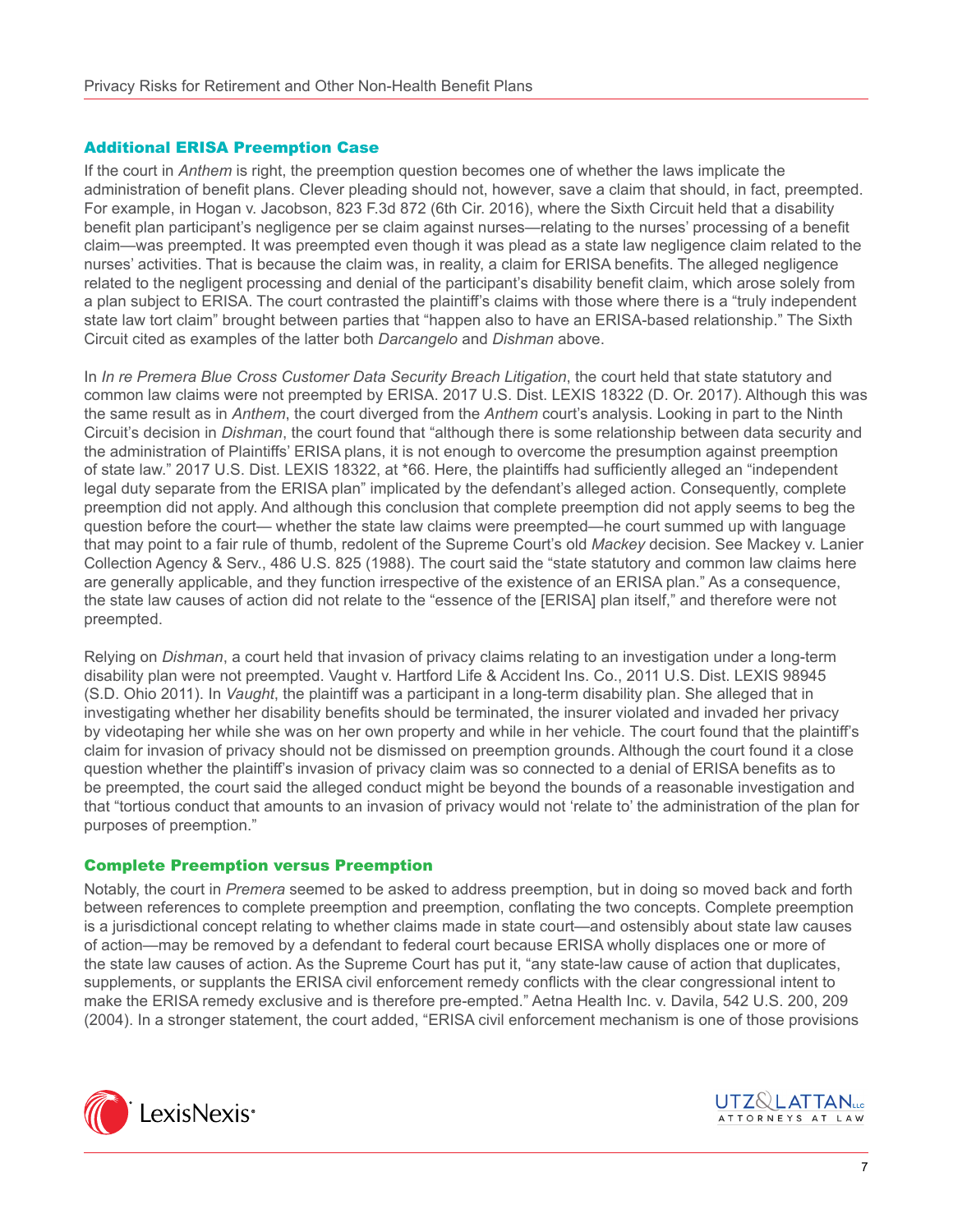## Additional ERISA Preemption Case

If the court in *Anthem* is right, the preemption question becomes one of whether the laws implicate the administration of benefit plans. Clever pleading should not, however, save a claim that should, in fact, preempted. For example, in Hogan v. Jacobson, 823 F.3d 872 (6th Cir. 2016), where the Sixth Circuit held that a disability benefit plan participant's negligence per se claim against nurses—relating to the nurses' processing of a benefit claim—was preempted. It was preempted even though it was plead as a state law negligence claim related to the nurses' activities. That is because the claim was, in reality, a claim for ERISA benefits. The alleged negligence related to the negligent processing and denial of the participant's disability benefit claim, which arose solely from a plan subject to ERISA. The court contrasted the plaintiff's claims with those where there is a "truly independent state law tort claim" brought between parties that "happen also to have an ERISA-based relationship." The Sixth Circuit cited as examples of the latter both *Darcangelo* and *Dishman* above.

In *In re Premera Blue Cross Customer Data Security Breach Litigation*, the court held that state statutory and common law claims were not preempted by ERISA. 2017 U.S. Dist. LEXIS 18322 (D. Or. 2017). Although this was the same result as in *Anthem*, the court diverged from the *Anthem* court's analysis. Looking in part to the Ninth Circuit's decision in *Dishman*, the court found that "although there is some relationship between data security and the administration of Plaintiffs' ERISA plans, it is not enough to overcome the presumption against preemption of state law." 2017 U.S. Dist. LEXIS 18322, at *66. Here, the plaintiffs had sufficiently alleged an "independent legal duty separate from the ERISA plan" implicated by the defendant's alleged action. Consequently, complete preemption did not apply. And although this conclusion that complete preemption did not apply seems to beg the question before the court— whether the state law claims were preempted—he court summed up with language that may point to a fair rule of thumb, redolent of the Supreme Court's old *Mackey* decision. See Mackey v. Lanier Collection Agency & Serv., 486 U.S. 825 (1988). The court said the "state statutory and common law claims here are generally applicable, and they function irrespective of the existence of an ERISA plan." As a consequence, the state law causes of action did not relate to the "essence of the [ERISA] plan itself," and therefore were not preempted.

Relying on *Dishman*, a court held that invasion of privacy claims relating to an investigation under a long-term disability plan were not preempted. Vaught v. Hartford Life & Accident Ins. Co., 2011 U.S. Dist. LEXIS 98945 (S.D. Ohio 2011). In *Vaught*, the plaintiff was a participant in a long-term disability plan. She alleged that in investigating whether her disability benefits should be terminated, the insurer violated and invaded her privacy by videotaping her while she was on her own property and while in her vehicle. The court found that the plaintiff's claim for invasion of privacy should not be dismissed on preemption grounds. Although the court found it a close question whether the plaintiff's invasion of privacy claim was so connected to a denial of ERISA benefits as to be preempted, the court said the alleged conduct might be beyond the bounds of a reasonable investigation and that "tortious conduct that amounts to an invasion of privacy would not 'relate to' the administration of the plan for purposes of preemption."

## Complete Preemption versus Preemption

Notably, the court in *Premera* seemed to be asked to address preemption, but in doing so moved back and forth between references to complete preemption and preemption, conflating the two concepts. Complete preemption is a jurisdictional concept relating to whether claims made in state court—and ostensibly about state law causes of action—may be removed by a defendant to federal court because ERISA wholly displaces one or more of the state law causes of action. As the Supreme Court has put it, "any state-law cause of action that duplicates, supplements, or supplants the ERISA civil enforcement remedy conflicts with the clear congressional intent to make the ERISA remedy exclusive and is therefore pre-empted." Aetna Health Inc. v. Davila, 542 U.S. 200, 209 (2004). In a stronger statement, the court added, "ERISA civil enforcement mechanism is one of those provisions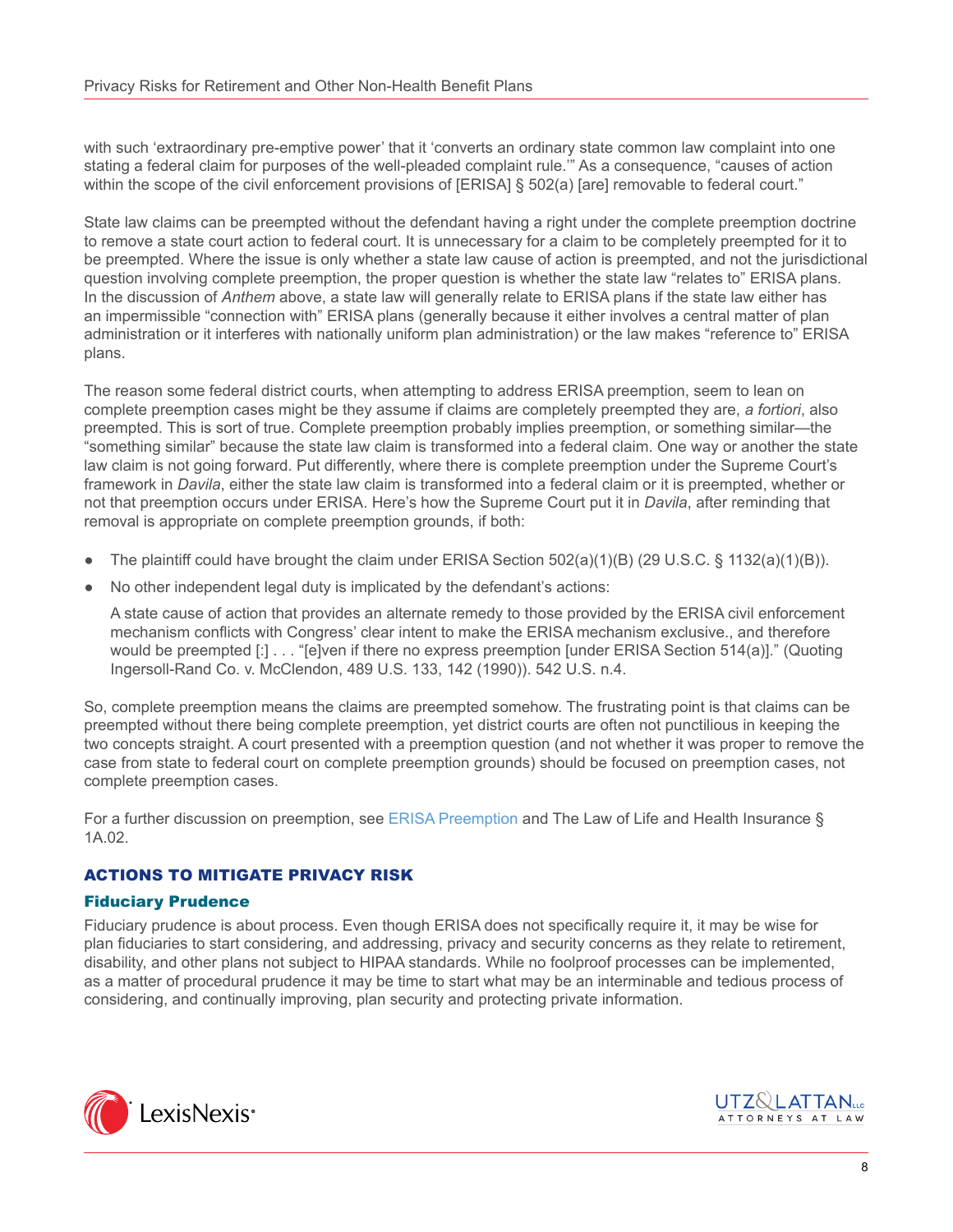with such 'extraordinary pre-emptive power' that it 'converts an ordinary state common law complaint into one stating a federal claim for purposes of the well-pleaded complaint rule.'" As a consequence, "causes of action within the scope of the civil enforcement provisions of [ERISA] § 502(a) [are] removable to federal court."

State law claims can be preempted without the defendant having a right under the complete preemption doctrine to remove a state court action to federal court. It is unnecessary for a claim to be completely preempted for it to be preempted. Where the issue is only whether a state law cause of action is preempted, and not the jurisdictional question involving complete preemption, the proper question is whether the state law "relates to" ERISA plans. In the discussion of *Anthem* above, a state law will generally relate to ERISA plans if the state law either has an impermissible "connection with" ERISA plans (generally because it either involves a central matter of plan administration or it interferes with nationally uniform plan administration) or the law makes "reference to" ERISA plans.

The reason some federal district courts, when attempting to address ERISA preemption, seem to lean on complete preemption cases might be they assume if claims are completely preempted they are, *a fortiori*, also preempted. This is sort of true. Complete preemption probably implies preemption, or something similar—the "something similar" because the state law claim is transformed into a federal claim. One way or another the state law claim is not going forward. Put differently, where there is complete preemption under the Supreme Court's framework in *Davila*, either the state law claim is transformed into a federal claim or it is preempted, whether or not that preemption occurs under ERISA. Here's how the Supreme Court put it in *Davila*, after reminding that removal is appropriate on complete preemption grounds, if both:

- The plaintiff could have brought the claim under ERISA Section 502(a)(1)(B) (29 U.S.C. § 1132(a)(1)(B)).
- No other independent legal duty is implicated by the defendant's actions:

  A state cause of action that provides an alternate remedy to those provided by the ERISA civil enforcement mechanism conflicts with Congress' clear intent to make the ERISA mechanism exclusive., and therefore would be preempted [:] . . . "[e]ven if there no express preemption [under ERISA Section 514(a)]." (Quoting Ingersoll-Rand Co. v. McClendon, 489 U.S. 133, 142 (1990)). 542 U.S. n.4.

So, complete preemption means the claims are preempted somehow. The frustrating point is that claims can be preempted without there being complete preemption, yet district courts are often not punctilious in keeping the two concepts straight. A court presented with a preemption question (and not whether it was proper to remove the case from state to federal court on complete preemption grounds) should be focused on preemption cases, not complete preemption cases.

For a further discussion on preemption, see ERISA Preemption and The Law of Life and Health Insurance § 1A.02.

## ACTIONS TO MITIGATE PRIVACY RISK

### Fiduciary Prudence

Fiduciary prudence is about process. Even though ERISA does not specifically require it, it may be wise for plan fiduciaries to start considering, and addressing, privacy and security concerns as they relate to retirement, disability, and other plans not subject to HIPAA standards. While no foolproof processes can be implemented, as a matter of procedural prudence it may be time to start what may be an interminable and tedious process of considering, and continually improving, plan security and protecting private information.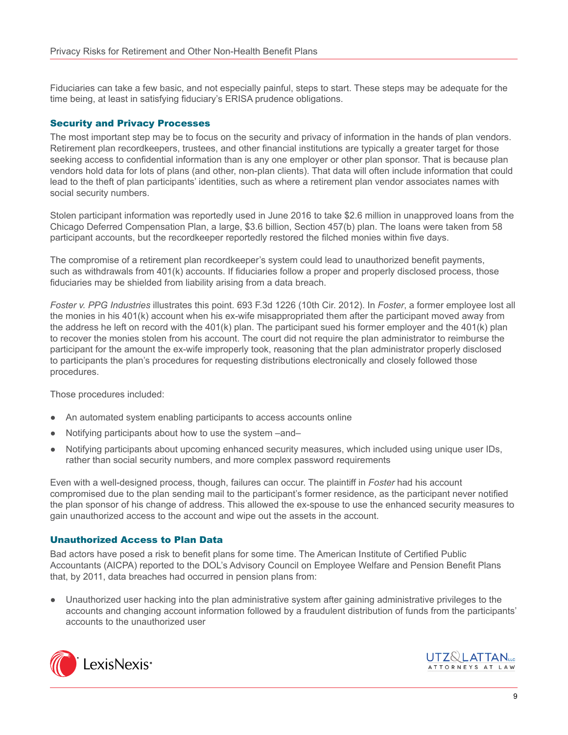Fiduciaries can take a few basic, and not especially painful, steps to start. These steps may be adequate for the time being, at least in satisfying fiduciary's ERISA prudence obligations.

## Security and Privacy Processes

The most important step may be to focus on the security and privacy of information in the hands of plan vendors. Retirement plan recordkeepers, trustees, and other financial institutions are typically a greater target for those seeking access to confidential information than is any one employer or other plan sponsor. That is because plan vendors hold data for lots of plans (and other, non-plan clients). That data will often include information that could lead to the theft of plan participants' identities, such as where a retirement plan vendor associates names with social security numbers.

Stolen participant information was reportedly used in June 2016 to take $2.6 million in unapproved loans from the Chicago Deferred Compensation Plan, a large, $3.6 billion, Section 457(b) plan. The loans were taken from 58 participant accounts, but the recordkeeper reportedly restored the filched monies within five days.

The compromise of a retirement plan recordkeeper's system could lead to unauthorized benefit payments, such as withdrawals from 401(k) accounts. If fiduciaries follow a proper and properly disclosed process, those fiduciaries may be shielded from liability arising from a data breach.

*Foster v. PPG Industries* illustrates this point. 693 F.3d 1226 (10th Cir. 2012). In *Foster*, a former employee lost all the monies in his 401(k) account when his ex-wife misappropriated them after the participant moved away from the address he left on record with the 401(k) plan. The participant sued his former employer and the 401(k) plan to recover the monies stolen from his account. The court did not require the plan administrator to reimburse the participant for the amount the ex-wife improperly took, reasoning that the plan administrator properly disclosed to participants the plan's procedures for requesting distributions electronically and closely followed those procedures.

Those procedures included:

- An automated system enabling participants to access accounts online
- Notifying participants about how to use the system –and–
- Notifying participants about upcoming enhanced security measures, which included using unique user IDs, rather than social security numbers, and more complex password requirements

Even with a well-designed process, though, failures can occur. The plaintiff in *Foster* had his account compromised due to the plan sending mail to the participant's former residence, as the participant never notified the plan sponsor of his change of address. This allowed the ex-spouse to use the enhanced security measures to gain unauthorized access to the account and wipe out the assets in the account.

## Unauthorized Access to Plan Data

Bad actors have posed a risk to benefit plans for some time. The American Institute of Certified Public Accountants (AICPA) reported to the DOL's Advisory Council on Employee Welfare and Pension Benefit Plans that, by 2011, data breaches had occurred in pension plans from:

- Unauthorized user hacking into the plan administrative system after gaining administrative privileges to the accounts and changing account information followed by a fraudulent distribution of funds from the participants' accounts to the unauthorized user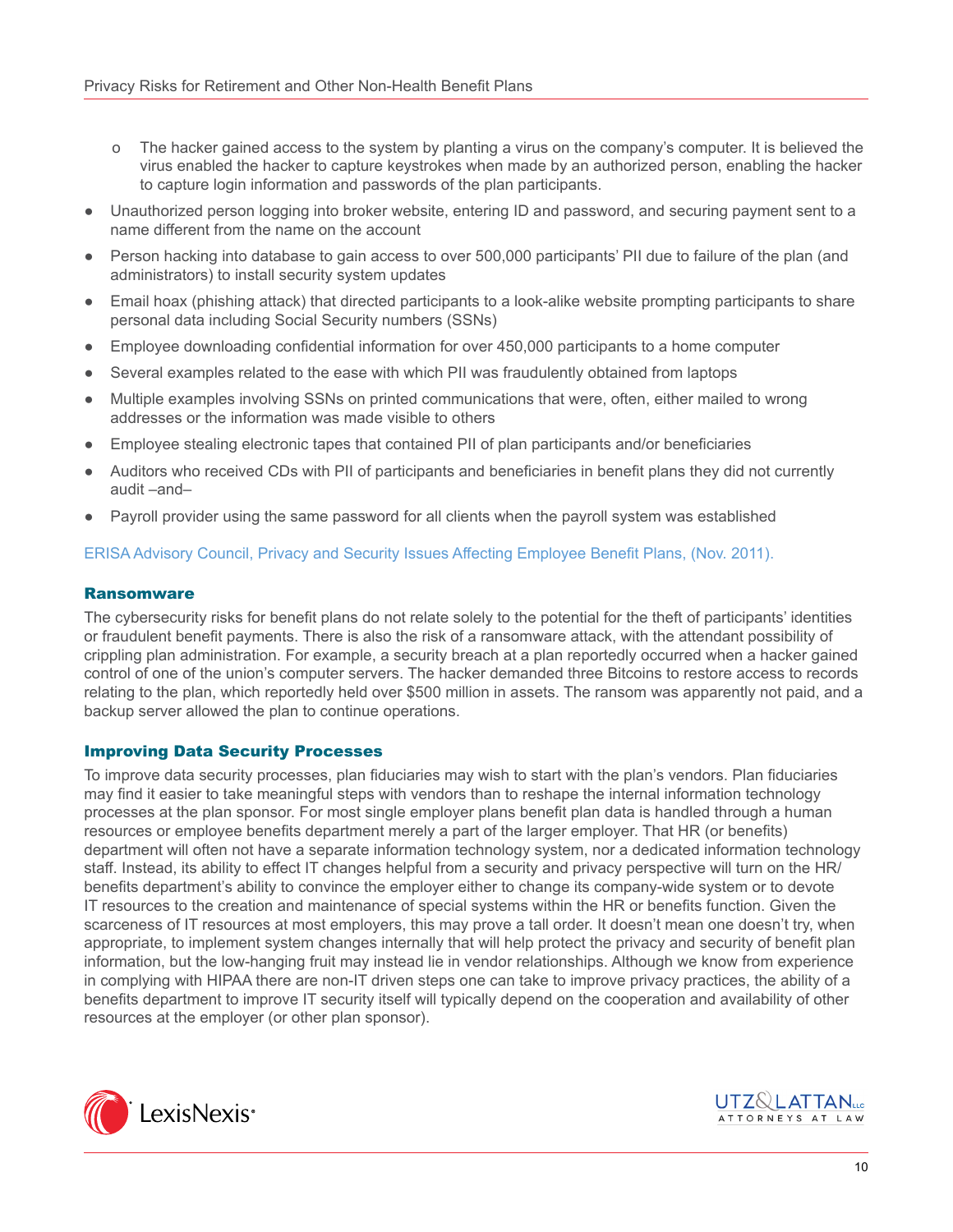- The hacker gained access to the system by planting a virus on the company's computer. It is believed the virus enabled the hacker to capture keystrokes when made by an authorized person, enabling the hacker to capture login information and passwords of the plan participants.

- Unauthorized person logging into broker website, entering ID and password, and securing payment sent to a name different from the name on the account
- Person hacking into database to gain access to over 500,000 participants' PII due to failure of the plan (and administrators) to install security system updates
- Email hoax (phishing attack) that directed participants to a look-alike website prompting participants to share personal data including Social Security numbers (SSNs)
- Employee downloading confidential information for over 450,000 participants to a home computer
- Several examples related to the ease with which PII was fraudulently obtained from laptops
- Multiple examples involving SSNs on printed communications that were, often, either mailed to wrong addresses or the information was made visible to others
- Employee stealing electronic tapes that contained PII of plan participants and/or beneficiaries
- Auditors who received CDs with PII of participants and beneficiaries in benefit plans they did not currently audit –and–
- Payroll provider using the same password for all clients when the payroll system was established

ERISA Advisory Council, Privacy and Security Issues Affecting Employee Benefit Plans, (Nov. 2011).

### Ransomware

The cybersecurity risks for benefit plans do not relate solely to the potential for the theft of participants' identities or fraudulent benefit payments. There is also the risk of a ransomware attack, with the attendant possibility of crippling plan administration. For example, a security breach at a plan reportedly occurred when a hacker gained control of one of the union's computer servers. The hacker demanded three Bitcoins to restore access to records relating to the plan, which reportedly held over $500 million in assets. The ransom was apparently not paid, and a backup server allowed the plan to continue operations.

### Improving Data Security Processes

To improve data security processes, plan fiduciaries may wish to start with the plan's vendors. Plan fiduciaries may find it easier to take meaningful steps with vendors than to reshape the internal information technology processes at the plan sponsor. For most single employer plans benefit plan data is handled through a human resources or employee benefits department merely a part of the larger employer. That HR (or benefits) department will often not have a separate information technology system, nor a dedicated information technology staff. Instead, its ability to effect IT changes helpful from a security and privacy perspective will turn on the HR/benefits department's ability to convince the employer either to change its company-wide system or to devote IT resources to the creation and maintenance of special systems within the HR or benefits function. Given the scarceness of IT resources at most employers, this may prove a tall order. It doesn't mean one doesn't try, when appropriate, to implement system changes internally that will help protect the privacy and security of benefit plan information, but the low-hanging fruit may instead lie in vendor relationships. Although we know from experience in complying with HIPAA there are non-IT driven steps one can take to improve privacy practices, the ability of a benefits department to improve IT security itself will typically depend on the cooperation and availability of other resources at the employer (or other plan sponsor).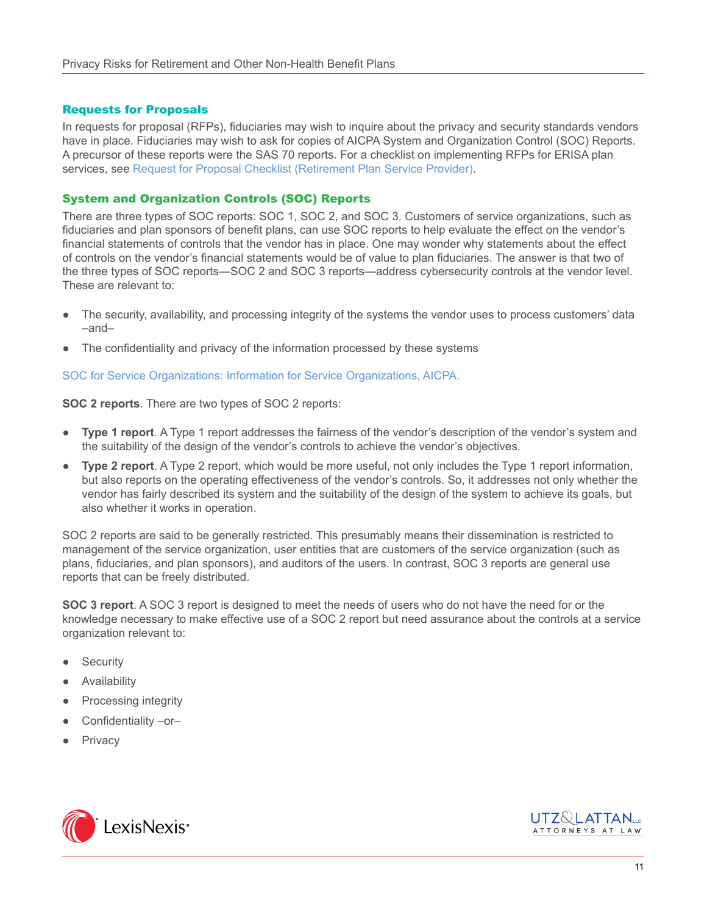### Requests for Proposals

In requests for proposal (RFPs), fiduciaries may wish to inquire about the privacy and security standards vendors have in place. Fiduciaries may wish to ask for copies of AICPA System and Organization Control (SOC) Reports. A precursor of these reports were the SAS 70 reports. For a checklist on implementing RFPs for ERISA plan services, see Request for Proposal Checklist (Retirement Plan Service Provider).

### System and Organization Controls (SOC) Reports

There are three types of SOC reports: SOC 1, SOC 2, and SOC 3. Customers of service organizations, such as fiduciaries and plan sponsors of benefit plans, can use SOC reports to help evaluate the effect on the vendor's financial statements of controls that the vendor has in place. One may wonder why statements about the effect of controls on the vendor's financial statements would be of value to plan fiduciaries. The answer is that two of the three types of SOC reports—SOC 2 and SOC 3 reports—address cybersecurity controls at the vendor level. These are relevant to:

- The security, availability, and processing integrity of the systems the vendor uses to process customers' data –and–
- The confidentiality and privacy of the information processed by these systems

SOC for Service Organizations: Information for Service Organizations, AICPA.

**SOC 2 reports**. There are two types of SOC 2 reports:

- **Type 1 report**. A Type 1 report addresses the fairness of the vendor's description of the vendor's system and the suitability of the design of the vendor's controls to achieve the vendor's objectives.
- **Type 2 report**. A Type 2 report, which would be more useful, not only includes the Type 1 report information, but also reports on the operating effectiveness of the vendor's controls. So, it addresses not only whether the vendor has fairly described its system and the suitability of the design of the system to achieve its goals, but also whether it works in operation.

SOC 2 reports are said to be generally restricted. This presumably means their dissemination is restricted to management of the service organization, user entities that are customers of the service organization (such as plans, fiduciaries, and plan sponsors), and auditors of the users. In contrast, SOC 3 reports are general use reports that can be freely distributed.

**SOC 3 report**. A SOC 3 report is designed to meet the needs of users who do not have the need for or the knowledge necessary to make effective use of a SOC 2 report but need assurance about the controls at a service organization relevant to:

- Security
- Availability
- Processing integrity
- Confidentiality –or–
- Privacy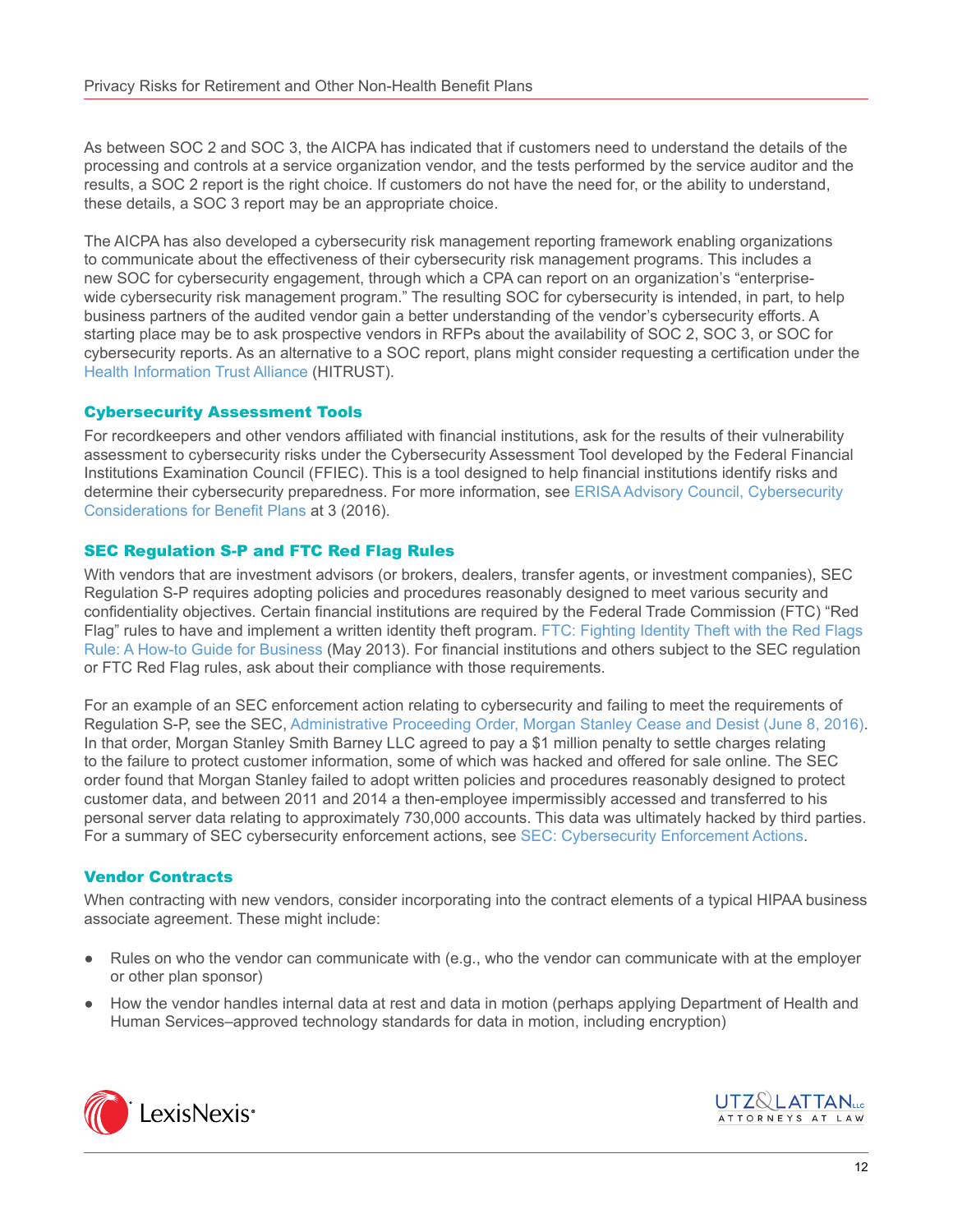As between SOC 2 and SOC 3, the AICPA has indicated that if customers need to understand the details of the processing and controls at a service organization vendor, and the tests performed by the service auditor and the results, a SOC 2 report is the right choice. If customers do not have the need for, or the ability to understand, these details, a SOC 3 report may be an appropriate choice.

The AICPA has also developed a cybersecurity risk management reporting framework enabling organizations to communicate about the effectiveness of their cybersecurity risk management programs. This includes a new SOC for cybersecurity engagement, through which a CPA can report on an organization's "enterprise-wide cybersecurity risk management program." The resulting SOC for cybersecurity is intended, in part, to help business partners of the audited vendor gain a better understanding of the vendor's cybersecurity efforts. A starting place may be to ask prospective vendors in RFPs about the availability of SOC 2, SOC 3, or SOC for cybersecurity reports. As an alternative to a SOC report, plans might consider requesting a certification under the Health Information Trust Alliance (HITRUST).

### Cybersecurity Assessment Tools

For recordkeepers and other vendors affiliated with financial institutions, ask for the results of their vulnerability assessment to cybersecurity risks under the Cybersecurity Assessment Tool developed by the Federal Financial Institutions Examination Council (FFIEC). This is a tool designed to help financial institutions identify risks and determine their cybersecurity preparedness. For more information, see ERISA Advisory Council, Cybersecurity Considerations for Benefit Plans at 3 (2016).

### SEC Regulation S-P and FTC Red Flag Rules

With vendors that are investment advisors (or brokers, dealers, transfer agents, or investment companies), SEC Regulation S-P requires adopting policies and procedures reasonably designed to meet various security and confidentiality objectives. Certain financial institutions are required by the Federal Trade Commission (FTC) "Red Flag" rules to have and implement a written identity theft program. FTC: Fighting Identity Theft with the Red Flags Rule: A How-to Guide for Business (May 2013). For financial institutions and others subject to the SEC regulation or FTC Red Flag rules, ask about their compliance with those requirements.

For an example of an SEC enforcement action relating to cybersecurity and failing to meet the requirements of Regulation S-P, see the SEC, Administrative Proceeding Order, Morgan Stanley Cease and Desist (June 8, 2016). In that order, Morgan Stanley Smith Barney LLC agreed to pay a $1 million penalty to settle charges relating to the failure to protect customer information, some of which was hacked and offered for sale online. The SEC order found that Morgan Stanley failed to adopt written policies and procedures reasonably designed to protect customer data, and between 2011 and 2014 a then-employee impermissibly accessed and transferred to his personal server data relating to approximately 730,000 accounts. This data was ultimately hacked by third parties. For a summary of SEC cybersecurity enforcement actions, see SEC: Cybersecurity Enforcement Actions.

### Vendor Contracts

When contracting with new vendors, consider incorporating into the contract elements of a typical HIPAA business associate agreement. These might include:

- Rules on who the vendor can communicate with (e.g., who the vendor can communicate with at the employer or other plan sponsor)
- How the vendor handles internal data at rest and data in motion (perhaps applying Department of Health and Human Services–approved technology standards for data in motion, including encryption)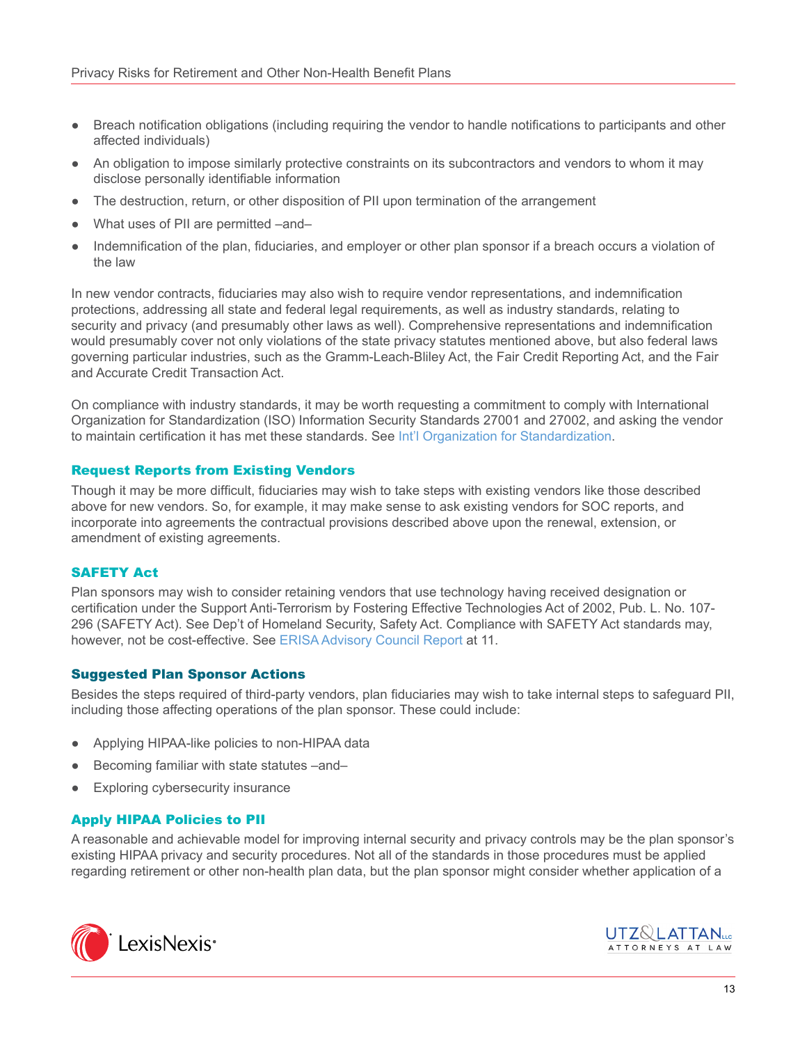- Breach notification obligations (including requiring the vendor to handle notifications to participants and other affected individuals)
- An obligation to impose similarly protective constraints on its subcontractors and vendors to whom it may disclose personally identifiable information
- The destruction, return, or other disposition of PII upon termination of the arrangement
- What uses of PII are permitted –and–
- Indemnification of the plan, fiduciaries, and employer or other plan sponsor if a breach occurs a violation of the law

In new vendor contracts, fiduciaries may also wish to require vendor representations, and indemnification protections, addressing all state and federal legal requirements, as well as industry standards, relating to security and privacy (and presumably other laws as well). Comprehensive representations and indemnification would presumably cover not only violations of the state privacy statutes mentioned above, but also federal laws governing particular industries, such as the Gramm-Leach-Bliley Act, the Fair Credit Reporting Act, and the Fair and Accurate Credit Transaction Act.

On compliance with industry standards, it may be worth requesting a commitment to comply with International Organization for Standardization (ISO) Information Security Standards 27001 and 27002, and asking the vendor to maintain certification it has met these standards. See Int'l Organization for Standardization.

### Request Reports from Existing Vendors

Though it may be more difficult, fiduciaries may wish to take steps with existing vendors like those described above for new vendors. So, for example, it may make sense to ask existing vendors for SOC reports, and incorporate into agreements the contractual provisions described above upon the renewal, extension, or amendment of existing agreements.

### SAFETY Act

Plan sponsors may wish to consider retaining vendors that use technology having received designation or certification under the Support Anti-Terrorism by Fostering Effective Technologies Act of 2002, Pub. L. No. 107-296 (SAFETY Act). See Dep't of Homeland Security, Safety Act. Compliance with SAFETY Act standards may, however, not be cost-effective. See ERISA Advisory Council Report at 11.

### Suggested Plan Sponsor Actions

Besides the steps required of third-party vendors, plan fiduciaries may wish to take internal steps to safeguard PII, including those affecting operations of the plan sponsor. These could include:

- Applying HIPAA-like policies to non-HIPAA data
- Becoming familiar with state statutes –and–
- Exploring cybersecurity insurance

### Apply HIPAA Policies to PII

A reasonable and achievable model for improving internal security and privacy controls may be the plan sponsor's existing HIPAA privacy and security procedures. Not all of the standards in those procedures must be applied regarding retirement or other non-health plan data, but the plan sponsor might consider whether application of a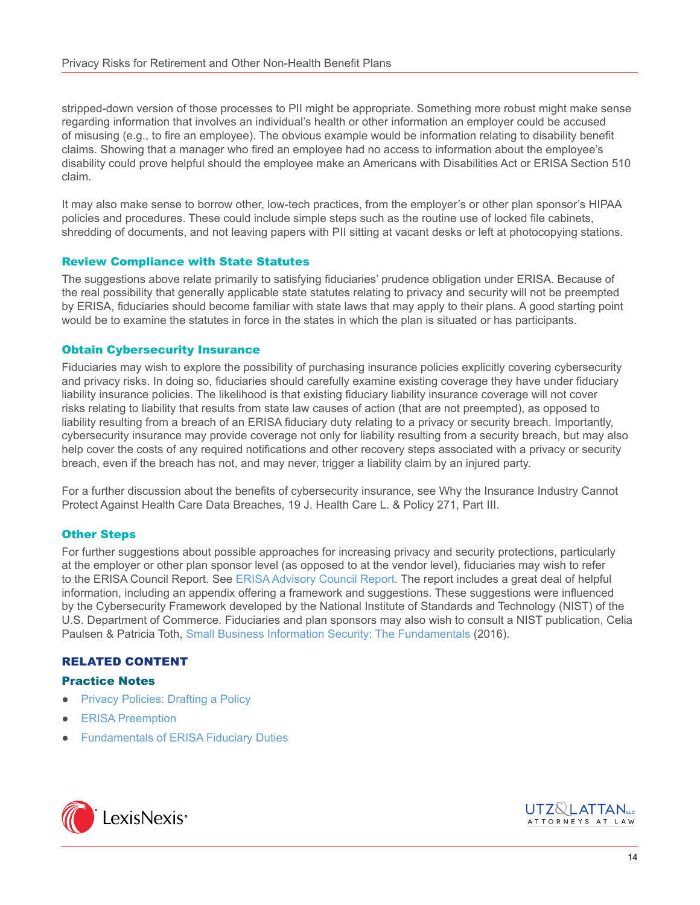stripped-down version of those processes to PII might be appropriate. Something more robust might make sense regarding information that involves an individual's health or other information an employer could be accused of misusing (e.g., to fire an employee). The obvious example would be information relating to disability benefit claims. Showing that a manager who fired an employee had no access to information about the employee's disability could prove helpful should the employee make an Americans with Disabilities Act or ERISA Section 510 claim.

It may also make sense to borrow other, low-tech practices, from the employer's or other plan sponsor's HIPAA policies and procedures. These could include simple steps such as the routine use of locked file cabinets, shredding of documents, and not leaving papers with PII sitting at vacant desks or left at photocopying stations.

### Review Compliance with State Statutes

The suggestions above relate primarily to satisfying fiduciaries' prudence obligation under ERISA. Because of the real possibility that generally applicable state statutes relating to privacy and security will not be preempted by ERISA, fiduciaries should become familiar with state laws that may apply to their plans. A good starting point would be to examine the statutes in force in the states in which the plan is situated or has participants.

### Obtain Cybersecurity Insurance

Fiduciaries may wish to explore the possibility of purchasing insurance policies explicitly covering cybersecurity and privacy risks. In doing so, fiduciaries should carefully examine existing coverage they have under fiduciary liability insurance policies. The likelihood is that existing fiduciary liability insurance coverage will not cover risks relating to liability that results from state law causes of action (that are not preempted), as opposed to liability resulting from a breach of an ERISA fiduciary duty relating to a privacy or security breach. Importantly, cybersecurity insurance may provide coverage not only for liability resulting from a security breach, but may also help cover the costs of any required notifications and other recovery steps associated with a privacy or security breach, even if the breach has not, and may never, trigger a liability claim by an injured party.

For a further discussion about the benefits of cybersecurity insurance, see Why the Insurance Industry Cannot Protect Against Health Care Data Breaches, 19 J. Health Care L. & Policy 271, Part III.

### Other Steps

For further suggestions about possible approaches for increasing privacy and security protections, particularly at the employer or other plan sponsor level (as opposed to at the vendor level), fiduciaries may wish to refer to the ERISA Council Report. See ERISA Advisory Council Report. The report includes a great deal of helpful information, including an appendix offering a framework and suggestions. These suggestions were influenced by the Cybersecurity Framework developed by the National Institute of Standards and Technology (NIST) of the U.S. Department of Commerce. Fiduciaries and plan sponsors may also wish to consult a NIST publication, Celia Paulsen & Patricia Toth, Small Business Information Security: The Fundamentals (2016).

## RELATED CONTENT

### Practice Notes

- Privacy Policies: Drafting a Policy
- ERISA Preemption
- Fundamentals of ERISA Fiduciary Duties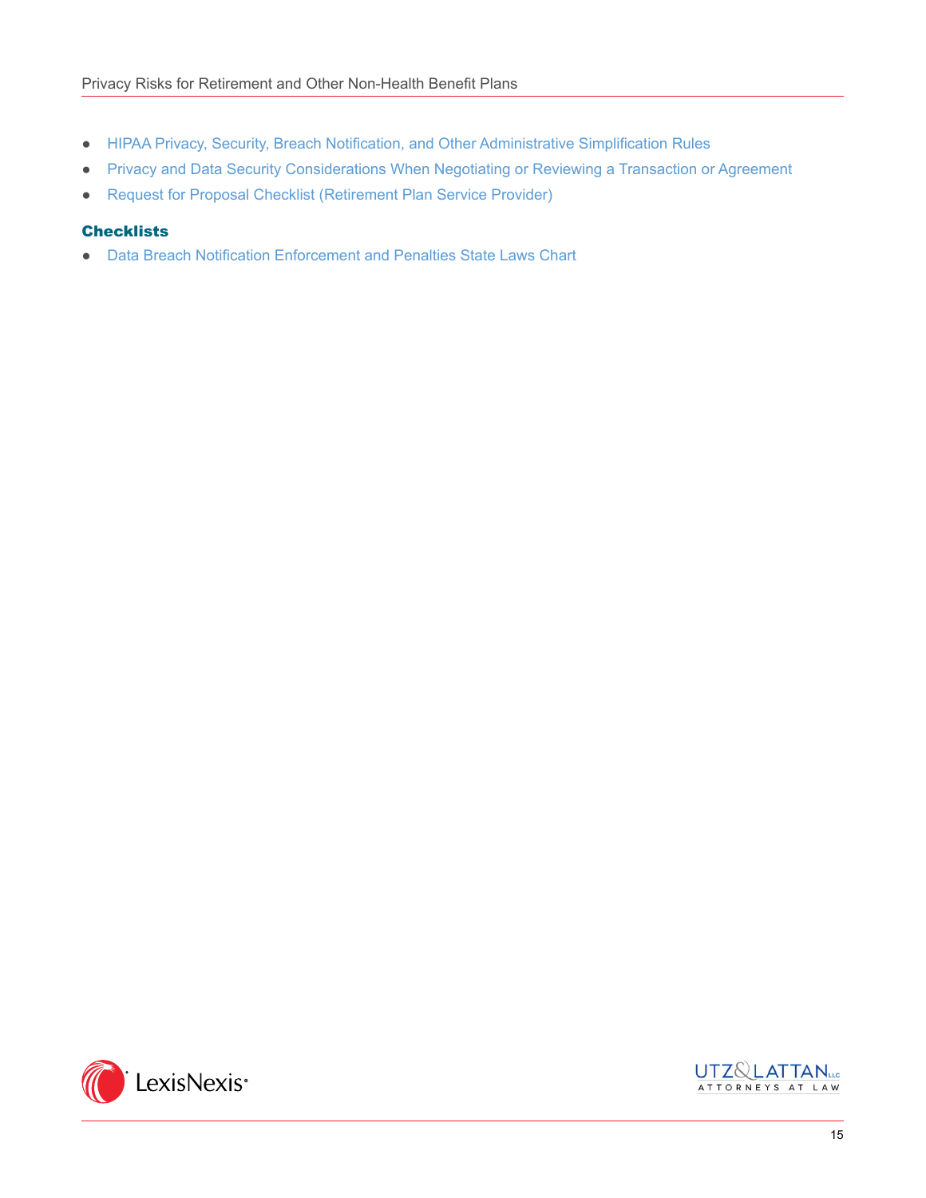- HIPAA Privacy, Security, Breach Notification, and Other Administrative Simplification Rules
- Privacy and Data Security Considerations When Negotiating or Reviewing a Transaction or Agreement
- Request for Proposal Checklist (Retirement Plan Service Provider)

### Checklists

- Data Breach Notification Enforcement and Penalties State Laws Chart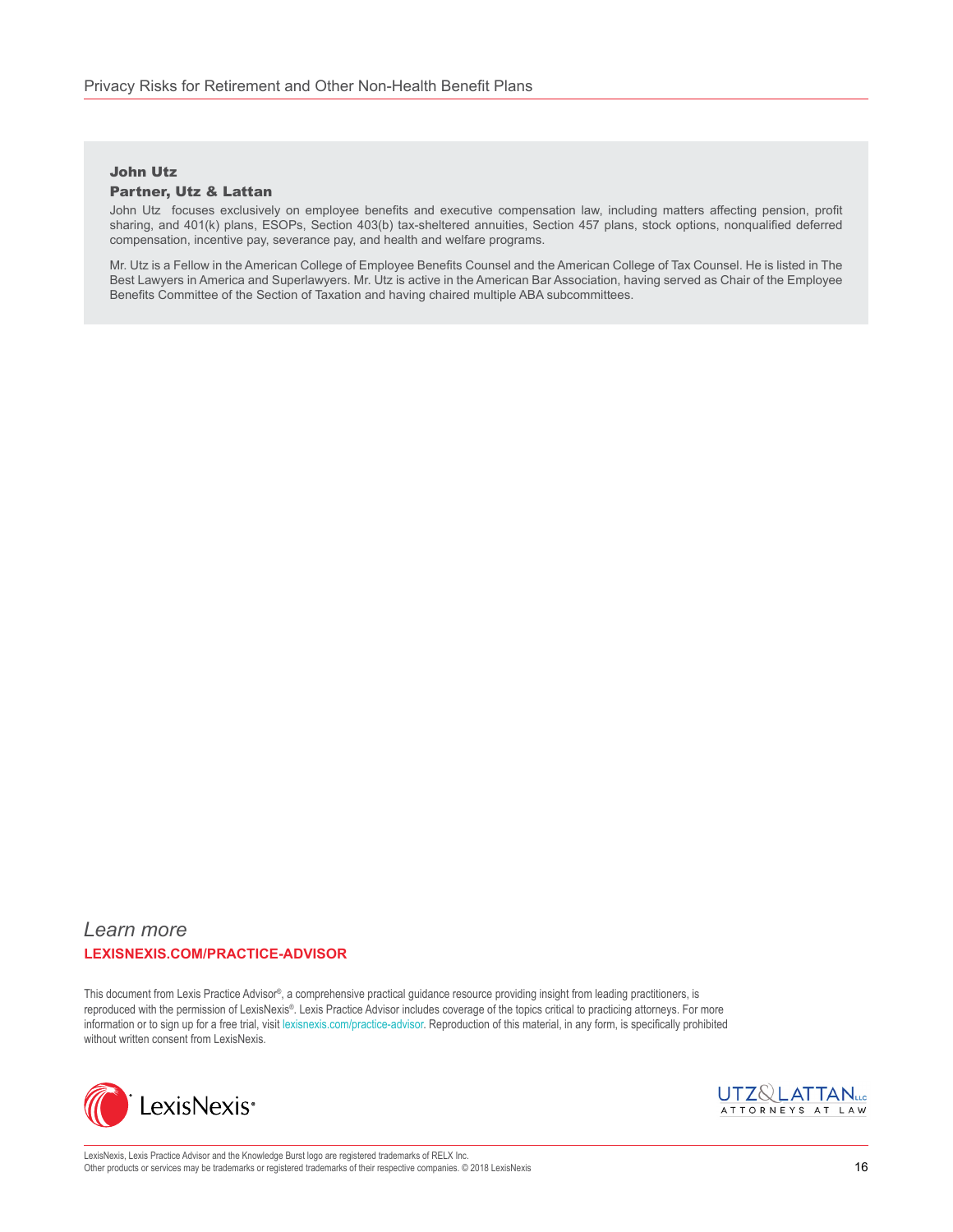**John Utz**

**Partner, Utz & Lattan**

John Utz focuses exclusively on employee benefits and executive compensation law, including matters affecting pension, profit sharing, and 401(k) plans, ESOPs, Section 403(b) tax-sheltered annuities, Section 457 plans, stock options, nonqualified deferred compensation, incentive pay, severance pay, and health and welfare programs.

Mr. Utz is a Fellow in the American College of Employee Benefits Counsel and the American College of Tax Counsel. He is listed in The Best Lawyers in America and Superlawyers. Mr. Utz is active in the American Bar Association, having served as Chair of the Employee Benefits Committee of the Section of Taxation and having chaired multiple ABA subcommittees.

*Learn more*

**LEXISNEXIS.COM/PRACTICE-ADVISOR**

This document from Lexis Practice Advisor®, a comprehensive practical guidance resource providing insight from leading practitioners, is reproduced with the permission of LexisNexis®. Lexis Practice Advisor includes coverage of the topics critical to practicing attorneys. For more information or to sign up for a free trial, visit lexisnexis.com/practice-advisor. Reproduction of this material, in any form, is specifically prohibited without written consent from LexisNexis.

LexisNexis®

UTZ & LATTAN LLC ATTORNEYS AT LAW

LexisNexis, Lexis Practice Advisor and the Knowledge Burst logo are registered trademarks of RELX Inc. Other products or services may be trademarks or registered trademarks of their respective companies. © 2018 LexisNexis